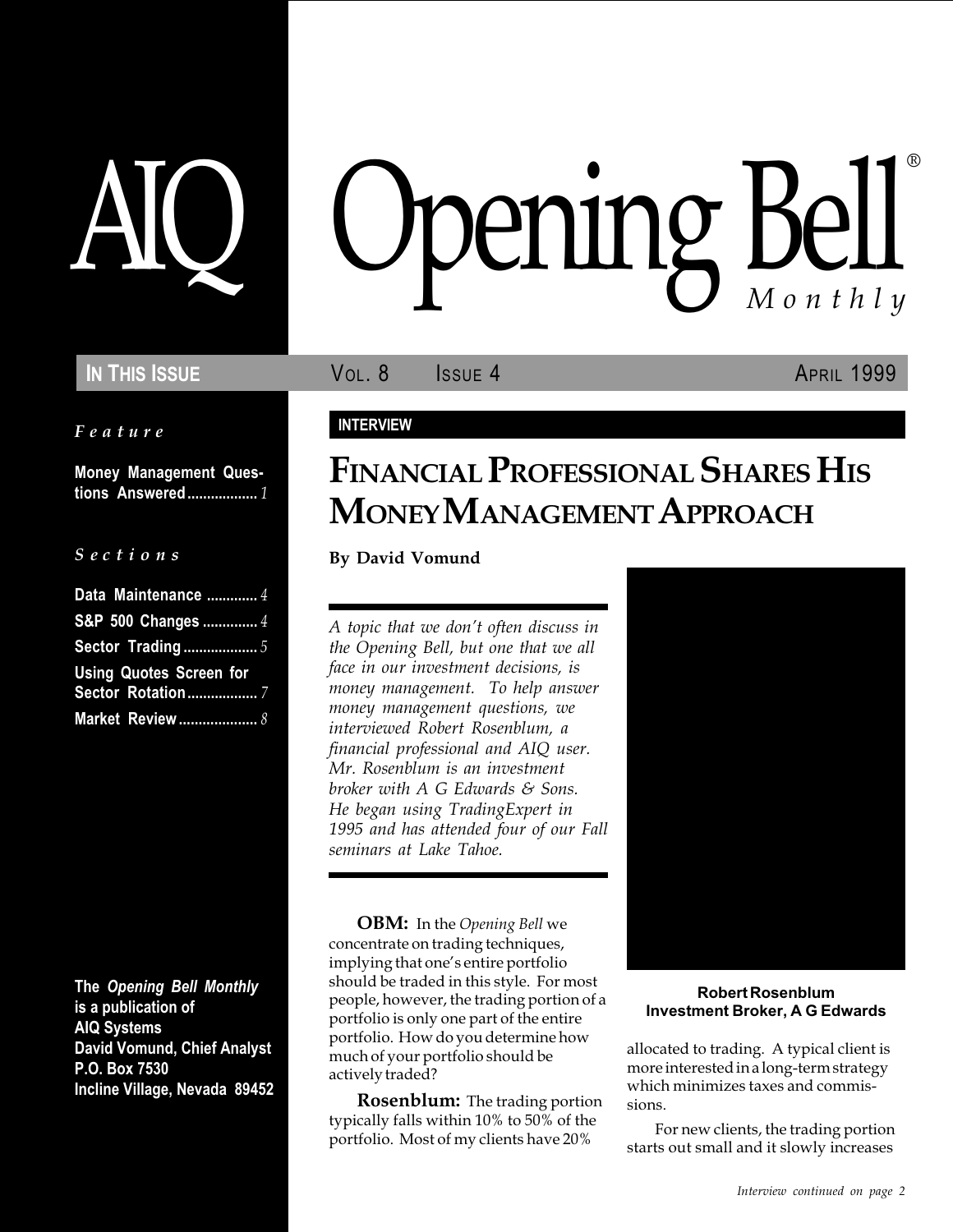# AIQ Opening Bell® Monthly

**IN THIS ISSUE** VOL. 8 ISSUE 4 APRIL 1999

*Feature*

**Money Management Questions Answered** .................. *1*

*Sections*

**Data Maintenance** ............. *4*
**S&P 500 Changes** .............. *4*
**Sector Trading** ................... *5*
**Using Quotes Screen for Sector Rotation** .................. *7*
**Market Review** .................... *8*

**The *Opening Bell Monthly* is a publication of AIQ Systems**
**David Vomund, Chief Analyst**
**P.O. Box 7530**
**Incline Village, Nevada 89452**

**INTERVIEW**

## FINANCIAL PROFESSIONAL SHARES HIS MONEY MANAGEMENT APPROACH

**By David Vomund**

*A topic that we don't often discuss in the Opening Bell, but one that we all face in our investment decisions, is money management. To help answer money management questions, we interviewed Robert Rosenblum, a financial professional and AIQ user. Mr. Rosenblum is an investment broker with A G Edwards & Sons. He began using TradingExpert in 1995 and has attended four of our Fall seminars at Lake Tahoe.*

**Robert Rosenblum**
**Investment Broker, A G Edwards**

**OBM:** In the *Opening Bell* we concentrate on trading techniques, implying that one's entire portfolio should be traded in this style. For most people, however, the trading portion of a portfolio is only one part of the entire portfolio. How do you determine how much of your portfolio should be actively traded?

**Rosenblum:** The trading portion typically falls within 10% to 50% of the portfolio. Most of my clients have 20% allocated to trading. A typical client is more interested in a long-term strategy which minimizes taxes and commissions.

For new clients, the trading portion starts out small and it slowly increases

*Interview continued on page 2*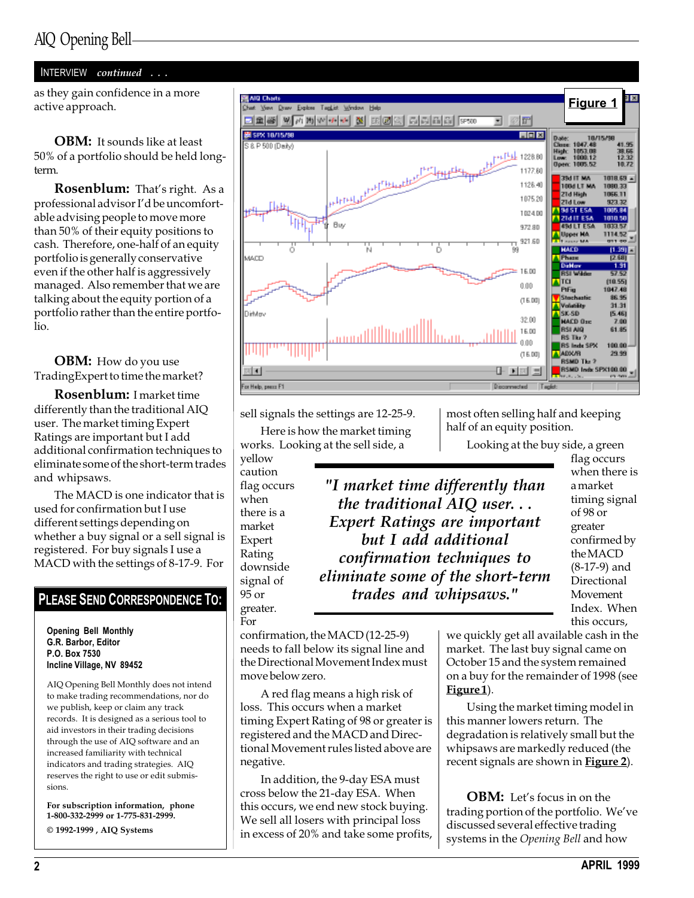## INTERVIEW *continued . . .*

as they gain confidence in a more active approach.

**OBM:** It sounds like at least 50% of a portfolio should be held long-term.

**Rosenblum:** That's right. As a professional advisor I'd be uncomfortable advising people to move more than 50% of their equity positions to cash. Therefore, one-half of an equity portfolio is generally conservative even if the other half is aggressively managed. Also remember that we are talking about the equity portion of a portfolio rather than the entire portfolio.

**OBM:** How do you use TradingExpert to time the market?

**Rosenblum:** I market time differently than the traditional AIQ user. The market timing Expert Ratings are important but I add additional confirmation techniques to eliminate some of the short-term trades and whipsaws.

The MACD is one indicator that is used for confirmation but I use different settings depending on whether a buy signal or a sell signal is registered. For buy signals I use a MACD with the settings of 8-17-9. For sell signals the settings are 12-25-9.

Here is how the market timing works. Looking at the sell side, a yellow caution flag occurs when there is a market Expert Rating downside signal of 95 or greater. For confirmation, the MACD (12-25-9) needs to fall below its signal line and the Directional Movement Index must move below zero.

> *"I market time differently than the traditional AIQ user. . . Expert Ratings are important but I add additional confirmation techniques to eliminate some of the short-term trades and whipsaws."*

A red flag means a high risk of loss. This occurs when a market timing Expert Rating of 98 or greater is registered and the MACD and Directional Movement rules listed above are negative.

In addition, the 9-day ESA must cross below the 21-day ESA. When this occurs, we end new stock buying. We sell all losers with principal loss in excess of 20% and take some profits, most often selling half and keeping half of an equity position.

Looking at the buy side, a green flag occurs when there is a market timing signal of 98 or greater confirmed by the MACD (8-17-9) and Directional Movement Index. When this occurs, we quickly get all available cash in the market. The last buy signal came on October 15 and the system remained on a buy for the remainder of 1998 (see **Figure 1**).

Using the market timing model in this manner lowers return. The degradation is relatively small but the whipsaws are markedly reduced (the recent signals are shown in **Figure 2**).

**OBM:** Let's focus in on the trading portion of the portfolio. We've discussed several effective trading systems in the *Opening Bell* and how

**Figure 1**

---

### PLEASE SEND CORRESPONDENCE TO:

**Opening Bell Monthly**
**G.R. Barbor, Editor**
**P.O. Box 7530**
**Incline Village, NV 89452**

AIQ Opening Bell Monthly does not intend to make trading recommendations, nor do we publish, keep or claim any track records. It is designed as a serious tool to aid investors in their trading decisions through the use of AIQ software and an increased familiarity with technical indicators and trading strategies. AIQ reserves the right to use or edit submissions.

**For subscription information, phone 1-800-332-2999 or 1-775-831-2999.**

**© 1992-1999 , AIQ Systems**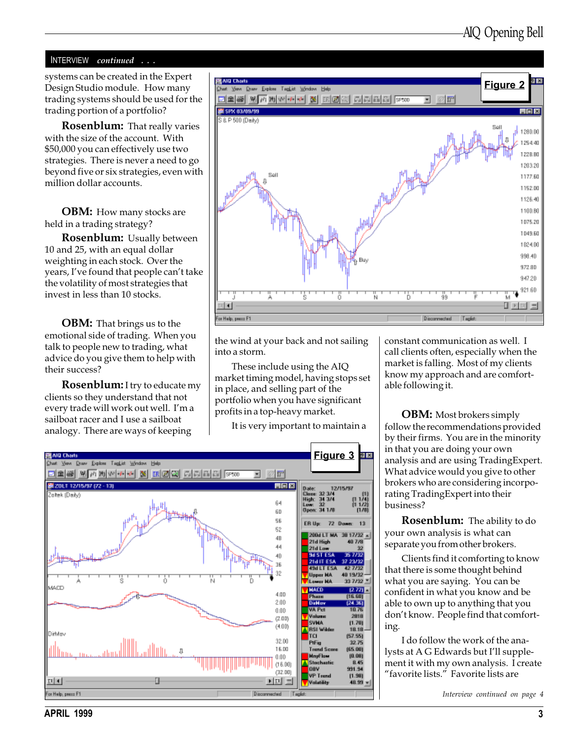INTERVIEW *continued . . .*

systems can be created in the Expert Design Studio module. How many trading systems should be used for the trading portion of a portfolio?

**Rosenblum:** That really varies with the size of the account. With $50,000 you can effectively use two strategies. There is never a need to go beyond five or six strategies, even with million dollar accounts.

**OBM:** How many stocks are held in a trading strategy?

**Rosenblum:** Usually between 10 and 25, with an equal dollar weighting in each stock. Over the years, I've found that people can't take the volatility of most strategies that invest in less than 10 stocks.

**OBM:** That brings us to the emotional side of trading. When you talk to people new to trading, what advice do you give them to help with their success?

**Rosenblum:** I try to educate my clients so they understand that not every trade will work out well. I'm a sailboat racer and I use a sailboat analogy. There are ways of keeping the wind at your back and not sailing into a storm.

These include using the AIQ market timing model, having stops set in place, and selling part of the portfolio when you have significant profits in a top-heavy market.

It is very important to maintain a constant communication as well. I call clients often, especially when the market is falling. Most of my clients know my approach and are comfortable following it.

**Figure 2**

**OBM:** Most brokers simply follow the recommendations provided by their firms. You are in the minority in that you are doing your own analysis and are using TradingExpert. What advice would you give to other brokers who are considering incorporating TradingExpert into their business?

**Rosenblum:** The ability to do your own analysis is what can separate you from other brokers.

Clients find it comforting to know that there is some thought behind what you are saying. You can be confident in what you know and be able to own up to anything that you don't know. People find that comforting.

I do follow the work of the analysts at A G Edwards but I'll supplement it with my own analysis. I create "favorite lists." Favorite lists are

**Figure 3**

*Interview continued on page 4*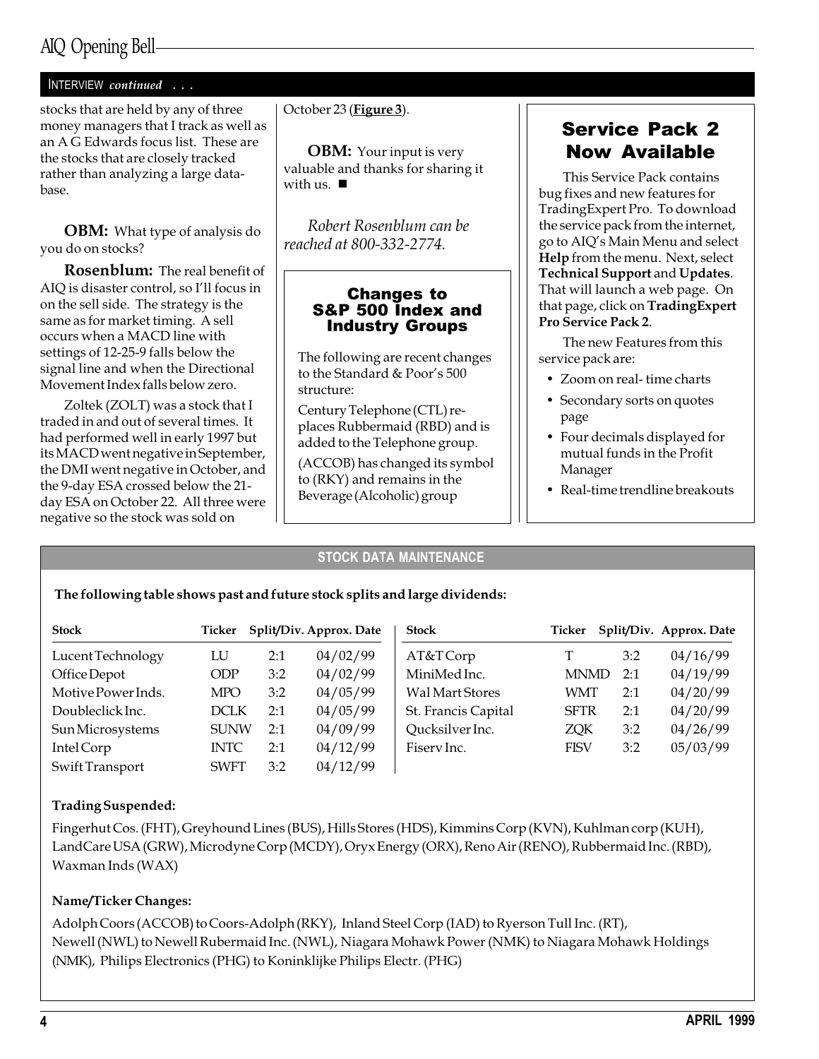## INTERVIEW *continued . . .*

stocks that are held by any of three money managers that I track as well as an A G Edwards focus list. These are the stocks that are closely tracked rather than analyzing a large database.

**OBM:** What type of analysis do you do on stocks?

**Rosenblum:** The real benefit of AIQ is disaster control, so I'll focus in on the sell side. The strategy is the same as for market timing. A sell occurs when a MACD line with settings of 12-25-9 falls below the signal line and when the Directional Movement Index falls below zero.

Zoltek (ZOLT) was a stock that I traded in and out of several times. It had performed well in early 1997 but its MACD went negative in September, the DMI went negative in October, and the 9-day ESA crossed below the 21-day ESA on October 22. All three were negative so the stock was sold on October 23 (**Figure 3**).

**OBM:** Your input is very valuable and thanks for sharing it with us. ■

*Robert Rosenblum can be reached at 800-332-2774.*

### Changes to S&P 500 Index and Industry Groups

The following are recent changes to the Standard & Poor's 500 structure:

Century Telephone (CTL) replaces Rubbermaid (RBD) and is added to the Telephone group.

(ACCOB) has changed its symbol to (RKY) and remains in the Beverage (Alcoholic) group

## Service Pack 2 Now Available

This Service Pack contains bug fixes and new features for TradingExpert Pro. To download the service pack from the internet, go to AIQ's Main Menu and select **Help** from the menu. Next, select **Technical Support** and **Updates**. That will launch a web page. On that page, click on **TradingExpert Pro Service Pack 2**.

The new Features from this service pack are:

- Zoom on real- time charts
- Secondary sorts on quotes page
- Four decimals displayed for mutual funds in the Profit Manager
- Real-time trendline breakouts

## STOCK DATA MAINTENANCE

**The following table shows past and future stock splits and large dividends:**

| Stock | Ticker | Split/Div. | Approx. Date |
|---|---|---|---|
| Lucent Technology | LU | 2:1 | 04/02/99 |
| Office Depot | ODP | 3:2 | 04/02/99 |
| Motive Power Inds. | MPO | 3:2 | 04/05/99 |
| Doubleclick Inc. | DCLK | 2:1 | 04/05/99 |
| Sun Microsystems | SUNW | 2:1 | 04/09/99 |
| Intel Corp | INTC | 2:1 | 04/12/99 |
| Swift Transport | SWFT | 3:2 | 04/12/99 |
| AT&T Corp | T | 3:2 | 04/16/99 |
| MiniMed Inc. | MNMD | 2:1 | 04/19/99 |
| Wal Mart Stores | WMT | 2:1 | 04/20/99 |
| St. Francis Capital | SFTR | 2:1 | 04/20/99 |
| Qucksilver Inc. | ZQK | 3:2 | 04/26/99 |
| Fiserv Inc. | FISV | 3:2 | 05/03/99 |

**Trading Suspended:**

Fingerhut Cos. (FHT), Greyhound Lines (BUS), Hills Stores (HDS), Kimmins Corp (KVN), Kuhlman corp (KUH), LandCare USA (GRW), Microdyne Corp (MCDY), Oryx Energy (ORX), Reno Air (RENO), Rubbermaid Inc. (RBD), Waxman Inds (WAX)

**Name/Ticker Changes:**

Adolph Coors (ACCOB) to Coors-Adolph (RKY), Inland Steel Corp (IAD) to Ryerson Tull Inc. (RT), Newell (NWL) to Newell Rubermaid Inc. (NWL), Niagara Mohawk Power (NMK) to Niagara Mohawk Holdings (NMK), Philips Electronics (PHG) to Koninklijke Philips Electr. (PHG)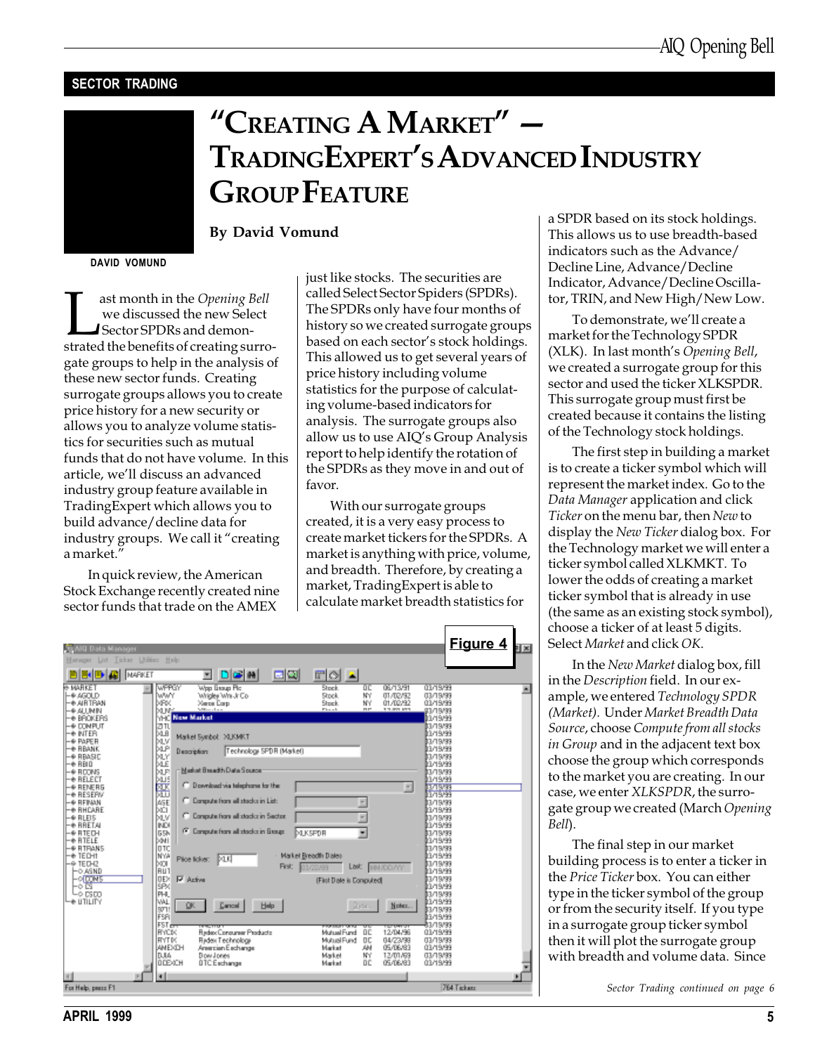SECTOR TRADING

# "Creating A Market" — TradingExpert's Advanced Industry Group Feature

**By David Vomund**

DAVID VOMUND

Last month in the *Opening Bell* we discussed the new Select Sector SPDRs and demonstrated the benefits of creating surrogate groups to help in the analysis of these new sector funds. Creating surrogate groups allows you to create price history for a new security or allows you to analyze volume statistics for securities such as mutual funds that do not have volume. In this article, we'll discuss an advanced industry group feature available in TradingExpert which allows you to build advance/decline data for industry groups. We call it "creating a market."

In quick review, the American Stock Exchange recently created nine sector funds that trade on the AMEX just like stocks. The securities are called Select Sector Spiders (SPDRs). The SPDRs only have four months of history so we created surrogate groups based on each sector's stock holdings. This allowed us to get several years of price history including volume statistics for the purpose of calculating volume-based indicators for analysis. The surrogate groups also allow us to use AIQ's Group Analysis report to help identify the rotation of the SPDRs as they move in and out of favor.

With our surrogate groups created, it is a very easy process to create market tickers for the SPDRs. A market is anything with price, volume, and breadth. Therefore, by creating a market, TradingExpert is able to calculate market breadth statistics for a SPDR based on its stock holdings. This allows us to use breadth-based indicators such as the Advance/Decline Line, Advance/Decline Indicator, Advance/Decline Oscillator, TRIN, and New High/New Low.

To demonstrate, we'll create a market for the Technology SPDR (XLK). In last month's *Opening Bell*, we created a surrogate group for this sector and used the ticker XLKSPDR. This surrogate group must first be created because it contains the listing of the Technology stock holdings.

The first step in building a market is to create a ticker symbol which will represent the market index. Go to the *Data Manager* application and click *Ticker* on the menu bar, then *New* to display the *New Ticker* dialog box. For the Technology market we will enter a ticker symbol called XLKMKT. To lower the odds of creating a market ticker symbol that is already in use (the same as an existing stock symbol), choose a ticker of at least 5 digits. Select *Market* and click *OK*.

In the *New Market* dialog box, fill in the *Description* field. In our example, we entered *Technology SPDR (Market)*. Under *Market Breadth Data Source*, choose *Compute from all stocks in Group* and in the adjacent text box choose the group which corresponds to the market you are creating. In our case, we enter *XLKSPDR*, the surrogate group we created (March *Opening Bell*).

The final step in our market building process is to enter a ticker in the *Price Ticker* box. You can either type in the ticker symbol of the group or from the security itself. If you type in a surrogate group ticker symbol then it will plot the surrogate group with breadth and volume data. Since

**Figure 4**

*Sector Trading continued on page 6*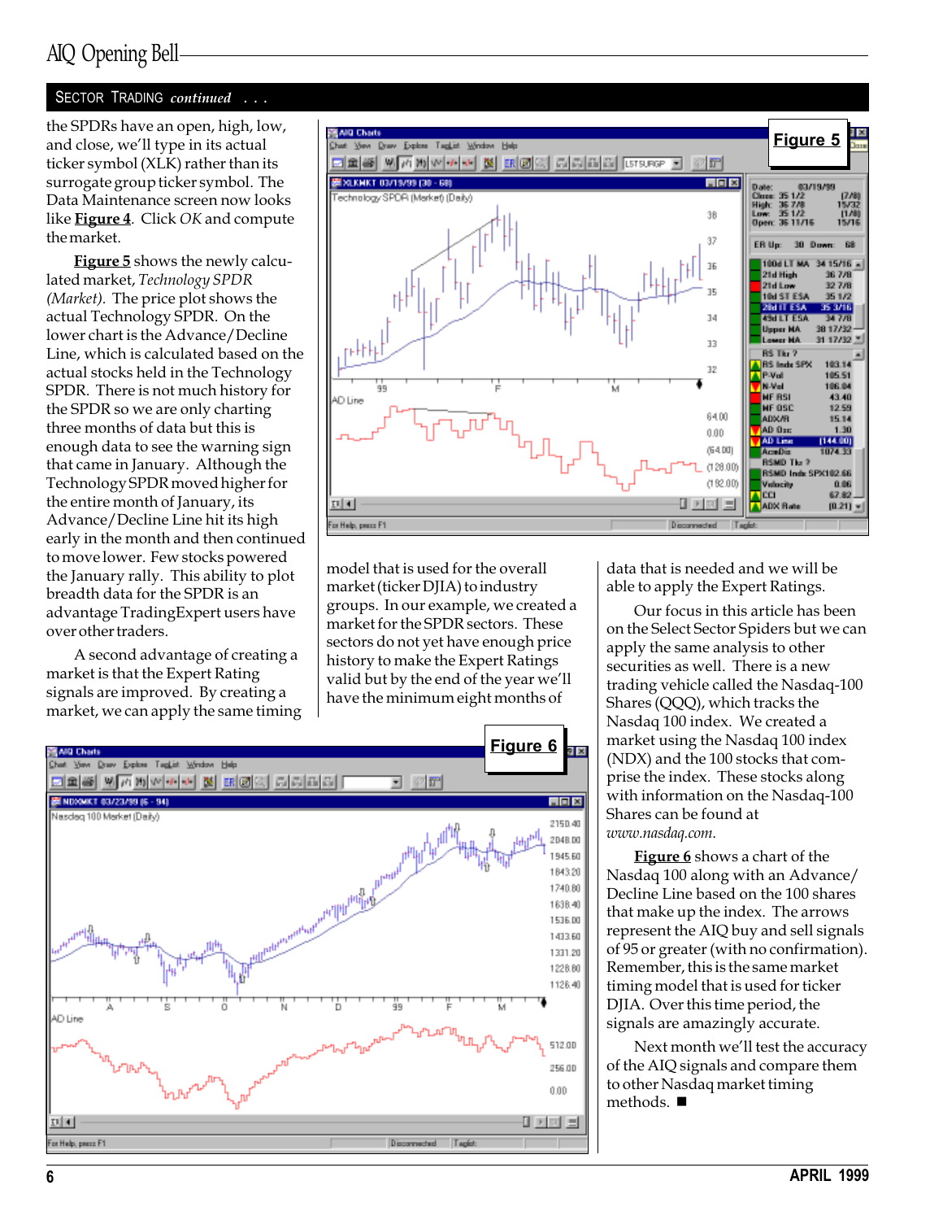## SECTOR TRADING *continued . . .*

the SPDRs have an open, high, low, and close, we'll type in its actual ticker symbol (XLK) rather than its surrogate group ticker symbol. The Data Maintenance screen now looks like **Figure 4**. Click *OK* and compute the market.

**Figure 5** shows the newly calculated market, *Technology SPDR (Market)*. The price plot shows the actual Technology SPDR. On the lower chart is the Advance/Decline Line, which is calculated based on the actual stocks held in the Technology SPDR. There is not much history for the SPDR so we are only charting three months of data but this is enough data to see the warning sign that came in January. Although the Technology SPDR moved higher for the entire month of January, its Advance/Decline Line hit its high early in the month and then continued to move lower. Few stocks powered the January rally. This ability to plot breadth data for the SPDR is an advantage TradingExpert users have over other traders.

A second advantage of creating a market is that the Expert Rating signals are improved. By creating a market, we can apply the same timing model that is used for the overall market (ticker DJIA) to industry groups. In our example, we created a market for the SPDR sectors. These sectors do not yet have enough price history to make the Expert Ratings valid but by the end of the year we'll have the minimum eight months of data that is needed and we will be able to apply the Expert Ratings.

Our focus in this article has been on the Select Sector Spiders but we can apply the same analysis to other securities as well. There is a new trading vehicle called the Nasdaq-100 Shares (QQQ), which tracks the Nasdaq 100 index. We created a market using the Nasdaq 100 index (NDX) and the 100 stocks that comprise the index. These stocks along with information on the Nasdaq-100 Shares can be found at *www.nasdaq.com*.

**Figure 6** shows a chart of the Nasdaq 100 along with an Advance/Decline Line based on the 100 shares that make up the index. The arrows represent the AIQ buy and sell signals of 95 or greater (with no confirmation). Remember, this is the same market timing model that is used for ticker DJIA. Over this time period, the signals are amazingly accurate.

Next month we'll test the accuracy of the AIQ signals and compare them to other Nasdaq market timing methods. ■

**Figure 5**

**Figure 6**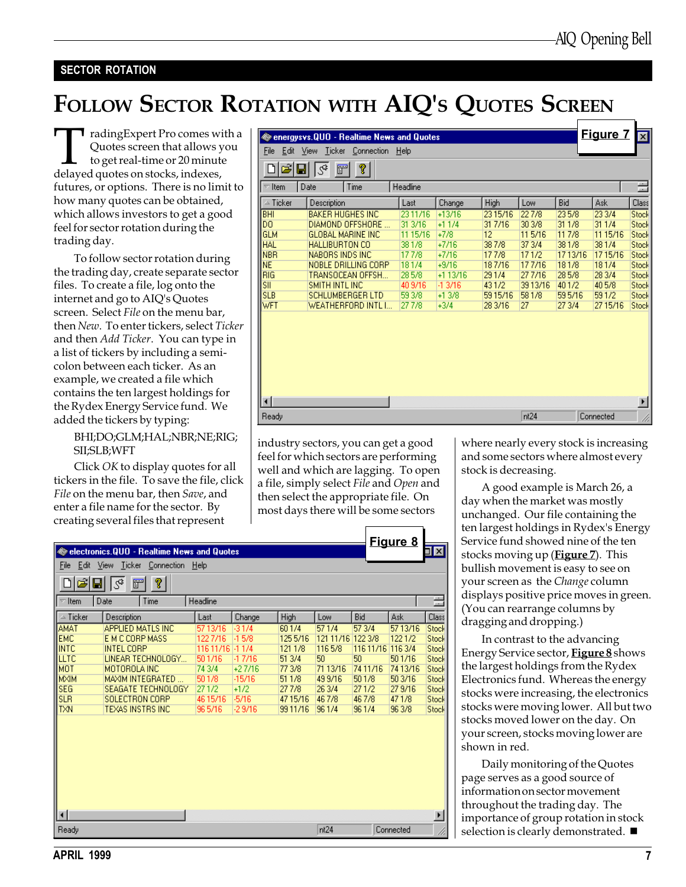## SECTOR ROTATION

# Follow Sector Rotation with AIQ's Quotes Screen

TradingExpert Pro comes with a Quotes screen that allows you to get real-time or 20 minute delayed quotes on stocks, indexes, futures, or options. There is no limit to how many quotes can be obtained, which allows investors to get a good feel for sector rotation during the trading day.

To follow sector rotation during the trading day, create separate sector files. To create a file, log onto the internet and go to AIQ's Quotes screen. Select *File* on the menu bar, then *New*. To enter tickers, select *Ticker* and then *Add Ticker*. You can type in a list of tickers by including a semi-colon between each ticker. As an example, we created a file which contains the ten largest holdings for the Rydex Energy Service fund. We added the tickers by typing:

BHI;DO;GLM;HAL;NBR;NE;RIG;SII;SLB;WFT

Click *OK* to display quotes for all tickers in the file. To save the file, click *File* on the menu bar, then *Save*, and enter a file name for the sector. By creating several files that represent industry sectors, you can get a good feel for which sectors are performing well and which are lagging. To open a file, simply select *File* and *Open* and then select the appropriate file. On most days there will be some sectors where nearly every stock is increasing and some sectors where almost every stock is decreasing.

**Figure 7**

energysvs.QUO - Realtime News and Quotes

| Ticker | Description | Last | Change | High | Low | Bid | Ask | Class |
|---|---|---|---|---|---|---|---|---|
| BHI | BAKER HUGHES INC | 23 11/16 | +13/16 | 23 15/16 | 22 7/8 | 23 5/8 | 23 3/4 | Stock |
| DO | DIAMOND OFFSHORE ... | 31 3/16 | +1 1/4 | 31 7/16 | 30 3/8 | 31 1/8 | 31 1/4 | Stock |
| GLM | GLOBAL MARINE INC | 11 15/16 | +7/8 | 12 | 11 5/16 | 11 7/8 | 11 15/16 | Stock |
| HAL | HALLIBURTON CO | 38 1/8 | +7/16 | 38 7/8 | 37 3/4 | 38 1/8 | 38 1/4 | Stock |
| NBR | NABORS INDS INC | 17 7/8 | +7/16 | 17 7/8 | 17 1/2 | 17 13/16 | 17 15/16 | Stock |
| NE | NOBLE DRILLING CORP | 18 1/4 | +9/16 | 18 7/16 | 17 7/16 | 18 1/8 | 18 1/4 | Stock |
| RIG | TRANSOCEAN OFFSH... | 28 5/8 | +1 13/16 | 29 1/4 | 27 7/16 | 28 5/8 | 28 3/4 | Stock |
| SII | SMITH INTL INC | 40 9/16 | -1 3/16 | 43 1/2 | 39 13/16 | 40 1/2 | 40 5/8 | Stock |
| SLB | SCHLUMBERGER LTD | 59 3/8 | +1 3/8 | 59 15/16 | 58 1/8 | 59 5/16 | 59 1/2 | Stock |
| WFT | WEATHERFORD INTL I... | 27 7/8 | +3/4 | 28 3/16 | 27 | 27 3/4 | 27 15/16 | Stock |

A good example is March 26, a day when the market was mostly unchanged. Our file containing the ten largest holdings in Rydex's Energy Service fund showed nine of the ten stocks moving up (**Figure 7**). This bullish movement is easy to see on your screen as the *Change* column displays positive price moves in green. (You can rearrange columns by dragging and dropping.)

In contrast to the advancing Energy Service sector, **Figure 8** shows the largest holdings from the Rydex Electronics fund. Whereas the energy stocks were increasing, the electronics stocks were moving lower. All but two stocks moved lower on the day. On your screen, stocks moving lower are shown in red.

Daily monitoring of the Quotes page serves as a good source of information on sector movement throughout the trading day. The importance of group rotation in stock selection is clearly demonstrated. ■

**Figure 8**

electronics.QUO - Realtime News and Quotes

| Ticker | Description | Last | Change | High | Low | Bid | Ask | Class |
|---|---|---|---|---|---|---|---|---|
| AMAT | APPLIED MATLS INC | 57 13/16 | -3 1/4 | 60 1/4 | 57 1/4 | 57 3/4 | 57 13/16 | Stock |
| EMC | E M C CORP MASS | 122 7/16 | -1 5/8 | 125 5/16 | 121 11/16 | 122 3/8 | 122 1/2 | Stock |
| INTC | INTEL CORP | 116 11/16 | -1 1/4 | 121 1/8 | 116 5/8 | 116 11/16 | 116 3/4 | Stock |
| LLTC | LINEAR TECHNOLOGY... | 50 1/16 | -1 7/16 | 51 3/4 | 50 | 50 | 50 1/16 | Stock |
| MOT | MOTOROLA INC | 74 3/4 | +2 7/16 | 77 3/8 | 71 13/16 | 74 11/16 | 74 13/16 | Stock |
| MXIM | MAXIM INTEGRATED ... | 50 1/8 | -15/16 | 51 1/8 | 49 9/16 | 50 1/8 | 50 3/16 | Stock |
| SEG | SEAGATE TECHNOLOGY | 27 1/2 | +1/2 | 27 7/8 | 26 3/4 | 27 1/2 | 27 9/16 | Stock |
| SLR | SOLECTRON CORP | 46 15/16 | -5/16 | 47 15/16 | 46 7/8 | 46 7/8 | 47 1/8 | Stock |
| TXN | TEXAS INSTRS INC | 96 5/16 | -2 9/16 | 99 11/16 | 96 1/4 | 96 1/4 | 96 3/8 | Stock |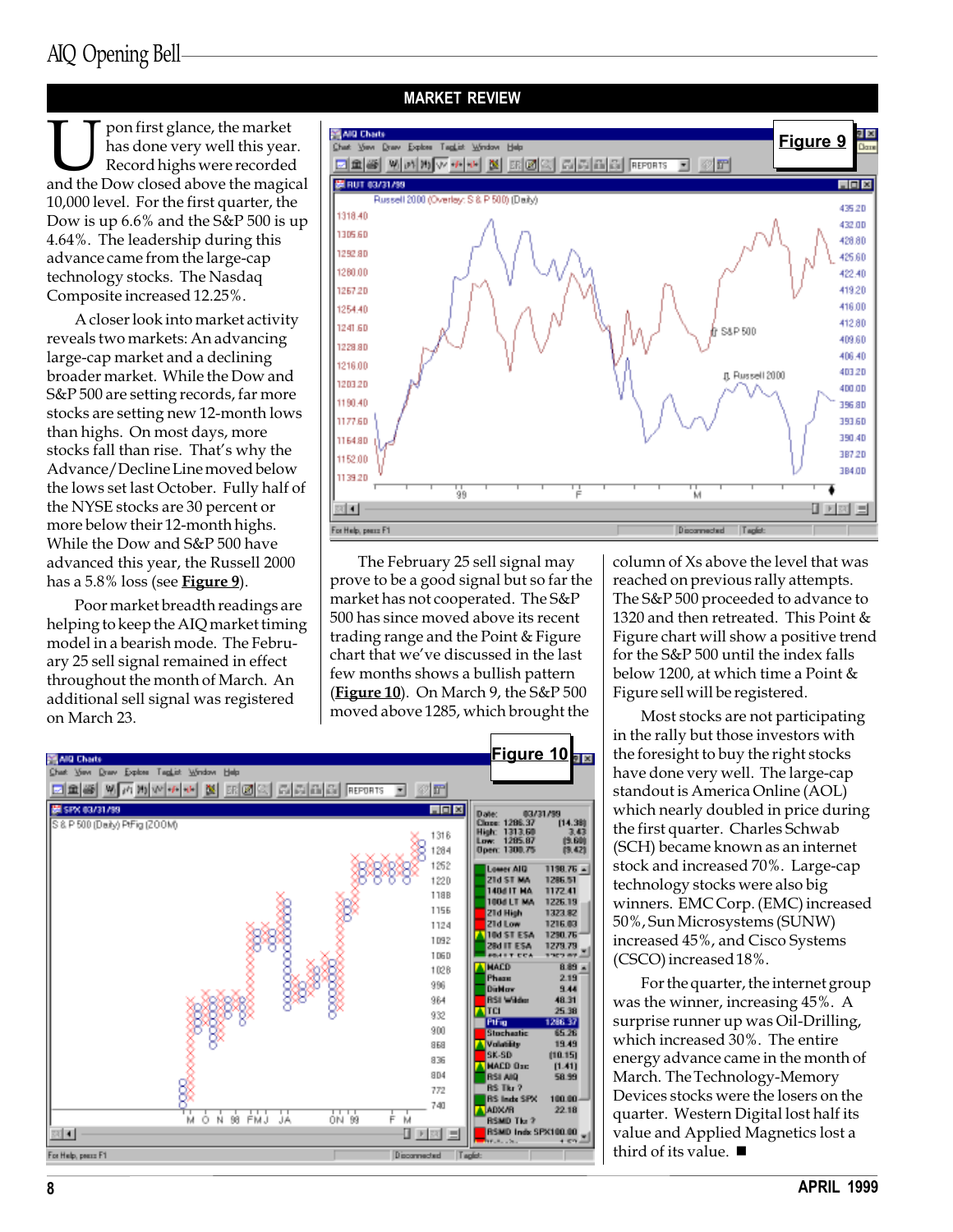## MARKET REVIEW

Upon first glance, the market has done very well this year. Record highs were recorded and the Dow closed above the magical 10,000 level. For the first quarter, the Dow is up 6.6% and the S&P 500 is up 4.64%. The leadership during this advance came from the large-cap technology stocks. The Nasdaq Composite increased 12.25%.

A closer look into market activity reveals two markets: An advancing large-cap market and a declining broader market. While the Dow and S&P 500 are setting records, far more stocks are setting new 12-month lows than highs. On most days, more stocks fall than rise. That's why the Advance/Decline Line moved below the lows set last October. Fully half of the NYSE stocks are 30 percent or more below their 12-month highs. While the Dow and S&P 500 have advanced this year, the Russell 2000 has a 5.8% loss (see **Figure 9**).

Poor market breadth readings are helping to keep the AIQ market timing model in a bearish mode. The February 25 sell signal remained in effect throughout the month of March. An additional sell signal was registered on March 23.

**Figure 9**

AIQ Charts
RUT 03/31/99
Russell 2000 (Overlay: S & P 500) (Daily)
1318.40
1305.60
1292.80
1280.00
1267.20
1254.40
1241.60
1228.80
1216.00
1203.20
1190.40
1177.60
1164.80
1152.00
1139.20
435.20
432.00
428.80
425.60
422.40
419.20
416.00
412.80
409.60
406.40
403.20
400.00
396.80
393.60
390.40
387.20
384.00
S&P 500
Russell 2000
99 F M

The February 25 sell signal may prove to be a good signal but so far the market has not cooperated. The S&P 500 has since moved above its recent trading range and the Point & Figure chart that we've discussed in the last few months shows a bullish pattern (**Figure 10**). On March 9, the S&P 500 moved above 1285, which brought the column of Xs above the level that was reached on previous rally attempts. The S&P 500 proceeded to advance to 1320 and then retreated. This Point & Figure chart will show a positive trend for the S&P 500 until the index falls below 1200, at which time a Point & Figure sell will be registered.

**Figure 10**

AIQ Charts
SPX 03/31/99
S & P 500 (Daily) PtFig (ZOOM)
1316
1284
1252
1220
1188
1156
1124
1092
1060
1028
996
964
932
900
868
836
804
772
740
M O N 98 F M J J A O N 99 F M

Date: 03/31/99
Close: 1286.37 (14.38)
High: 1313.60 3.43
Low: 1285.87 (9.60)
Open: 1300.75 (9.42)

Lower AIQ 1198.76
21d ST MA 1286.51
140d IT MA 1172.41
100d LT MA 1226.19
21d High 1323.82
21d Low 1216.03
10d ST ESA 1290.76
28d IT ESA 1279.79
MACD 8.89
Phase 2.19
DirMov 9.44
RSI Wilder 48.31
TCI 25.38
PtFig 1286.37
Stochastic 65.26
Volatility 19.49
SK-SD (10.15)
MACD Osc (1.41)
RSI AIQ 58.99
RS Tkr ?
RS Indx SPX 100.80
ADX/R 22.18
RSMD Tkr ?
RSMD Indx SPX100.00

Most stocks are not participating in the rally but those investors with the foresight to buy the right stocks have done very well. The large-cap standout is America Online (AOL) which nearly doubled in price during the first quarter. Charles Schwab (SCH) became known as an internet stock and increased 70%. Large-cap technology stocks were also big winners. EMC Corp. (EMC) increased 50%, Sun Microsystems (SUNW) increased 45%, and Cisco Systems (CSCO) increased 18%.

For the quarter, the internet group was the winner, increasing 45%. A surprise runner up was Oil-Drilling, which increased 30%. The entire energy advance came in the month of March. The Technology-Memory Devices stocks were the losers on the quarter. Western Digital lost half its value and Applied Magnetics lost a third of its value. ■